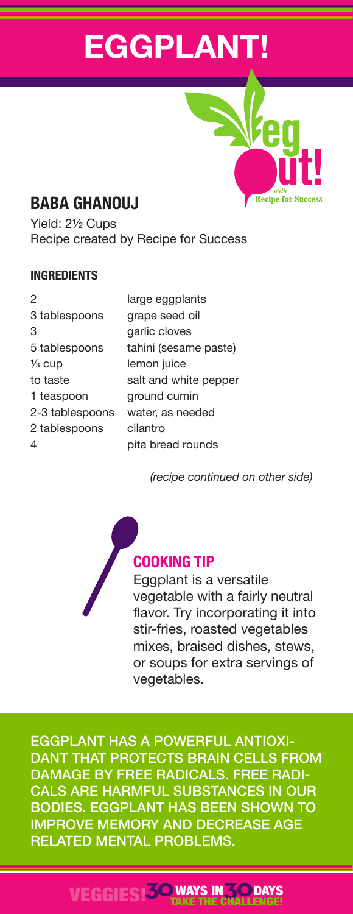# EGGPLANT!

Veg out! with Recipe for Success

## BABA GHANOUJ

Yield: 2½ Cups
Recipe created by Recipe for Success

### INGREDIENTS

| | |
|---|---|
| 2 | large eggplants |
| 3 tablespoons | grape seed oil |
| 3 | garlic cloves |
| 5 tablespoons | tahini (sesame paste) |
| ⅓ cup | lemon juice |
| to taste | salt and white pepper |
| 1 teaspoon | ground cumin |
| 2-3 tablespoons | water, as needed |
| 2 tablespoons | cilantro |
| 4 | pita bread rounds |

*(recipe continued on other side)*

### COOKING TIP

Eggplant is a versatile vegetable with a fairly neutral flavor. Try incorporating it into stir-fries, roasted vegetables mixes, braised dishes, stews, or soups for extra servings of vegetables.

EGGPLANT HAS A POWERFUL ANTIOXIDANT THAT PROTECTS BRAIN CELLS FROM DAMAGE BY FREE RADICALS. FREE RADICALS ARE HARMFUL SUBSTANCES IN OUR BODIES. EGGPLANT HAS BEEN SHOWN TO IMPROVE MEMORY AND DECREASE AGE RELATED MENTAL PROBLEMS.

VEGGIES! 30 WAYS IN 30 DAYS TAKE THE CHALLENGE!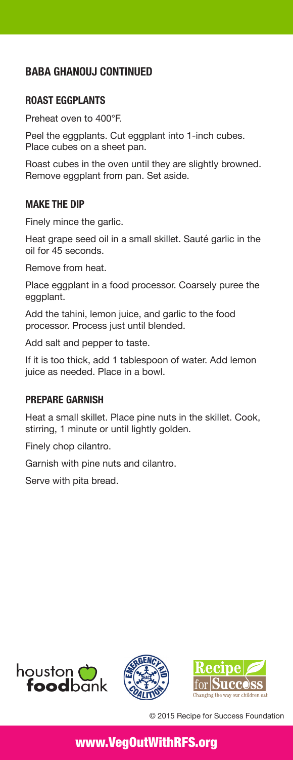## BABA GHANOUJ CONTINUED

### ROAST EGGPLANTS

Preheat oven to 400°F.

Peel the eggplants. Cut eggplant into 1-inch cubes. Place cubes on a sheet pan.

Roast cubes in the oven until they are slightly browned. Remove eggplant from pan. Set aside.

### MAKE THE DIP

Finely mince the garlic.

Heat grape seed oil in a small skillet. Sauté garlic in the oil for 45 seconds.

Remove from heat.

Place eggplant in a food processor. Coarsely puree the eggplant.

Add the tahini, lemon juice, and garlic to the food processor. Process just until blended.

Add salt and pepper to taste.

If it is too thick, add 1 tablespoon of water. Add lemon juice as needed. Place in a bowl.

### PREPARE GARNISH

Heat a small skillet. Place pine nuts in the skillet. Cook, stirring, 1 minute or until lightly golden.

Finely chop cilantro.

Garnish with pine nuts and cilantro.

Serve with pita bread.

houston foodbank

Emergency Aid Coalition

Recipe for Success — Changing the way our children eat

© 2015 Recipe for Success Foundation

www.VegOutWithRFS.org